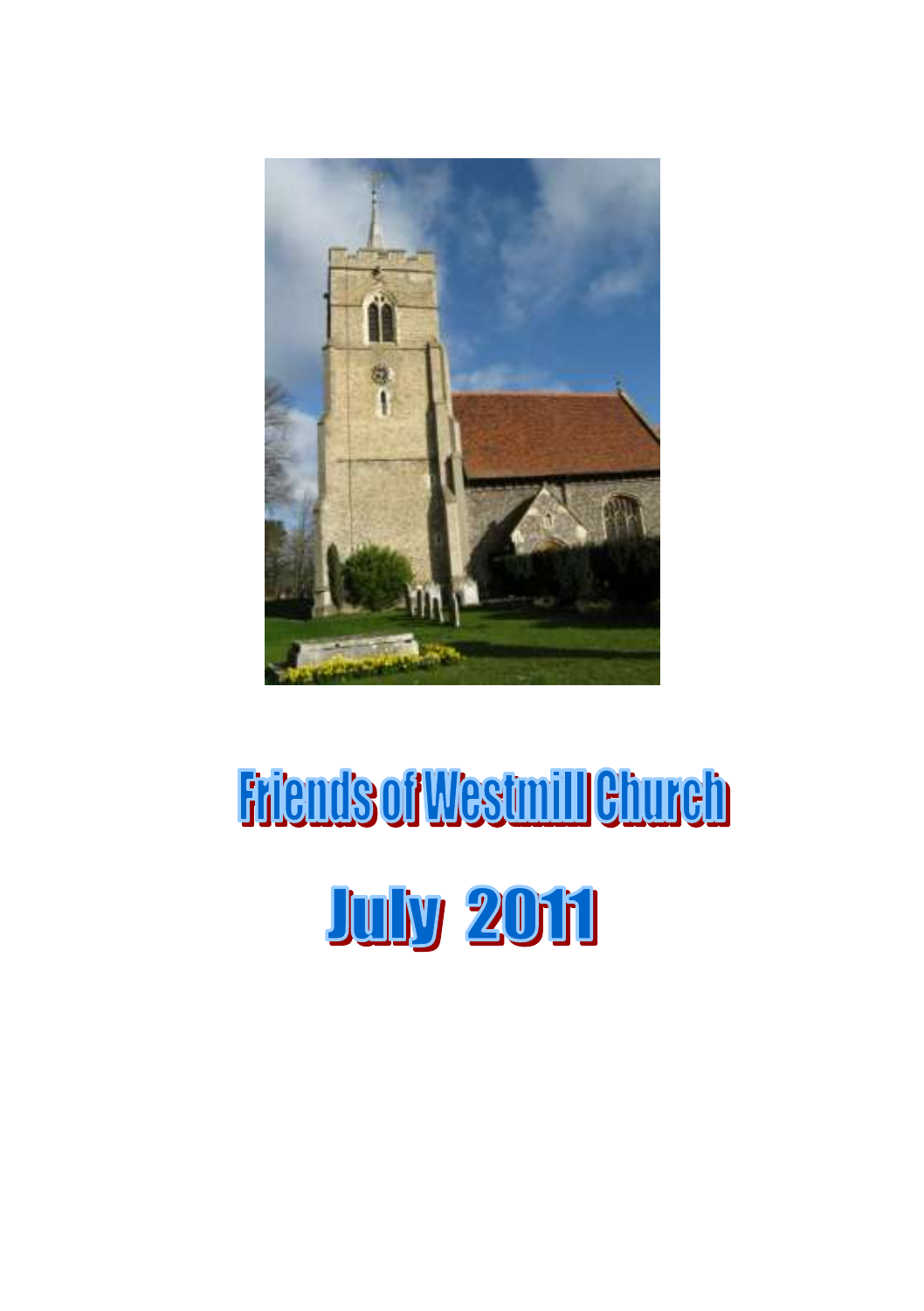# Friends of Westmill Church

# July 2011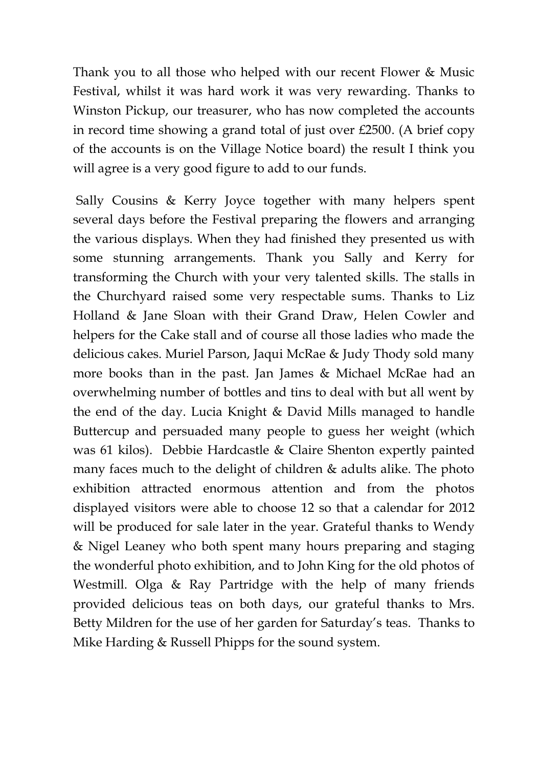Thank you to all those who helped with our recent Flower & Music Festival, whilst it was hard work it was very rewarding. Thanks to Winston Pickup, our treasurer, who has now completed the accounts in record time showing a grand total of just over £2500. (A brief copy of the accounts is on the Village Notice board) the result I think you will agree is a very good figure to add to our funds.

Sally Cousins & Kerry Joyce together with many helpers spent several days before the Festival preparing the flowers and arranging the various displays. When they had finished they presented us with some stunning arrangements. Thank you Sally and Kerry for transforming the Church with your very talented skills. The stalls in the Churchyard raised some very respectable sums. Thanks to Liz Holland & Jane Sloan with their Grand Draw, Helen Cowler and helpers for the Cake stall and of course all those ladies who made the delicious cakes. Muriel Parson, Jaqui McRae & Judy Thody sold many more books than in the past. Jan James & Michael McRae had an overwhelming number of bottles and tins to deal with but all went by the end of the day. Lucia Knight & David Mills managed to handle Buttercup and persuaded many people to guess her weight (which was 61 kilos). Debbie Hardcastle & Claire Shenton expertly painted many faces much to the delight of children & adults alike. The photo exhibition attracted enormous attention and from the photos displayed visitors were able to choose 12 so that a calendar for 2012 will be produced for sale later in the year. Grateful thanks to Wendy & Nigel Leaney who both spent many hours preparing and staging the wonderful photo exhibition, and to John King for the old photos of Westmill. Olga & Ray Partridge with the help of many friends provided delicious teas on both days, our grateful thanks to Mrs. Betty Mildren for the use of her garden for Saturday's teas. Thanks to Mike Harding & Russell Phipps for the sound system.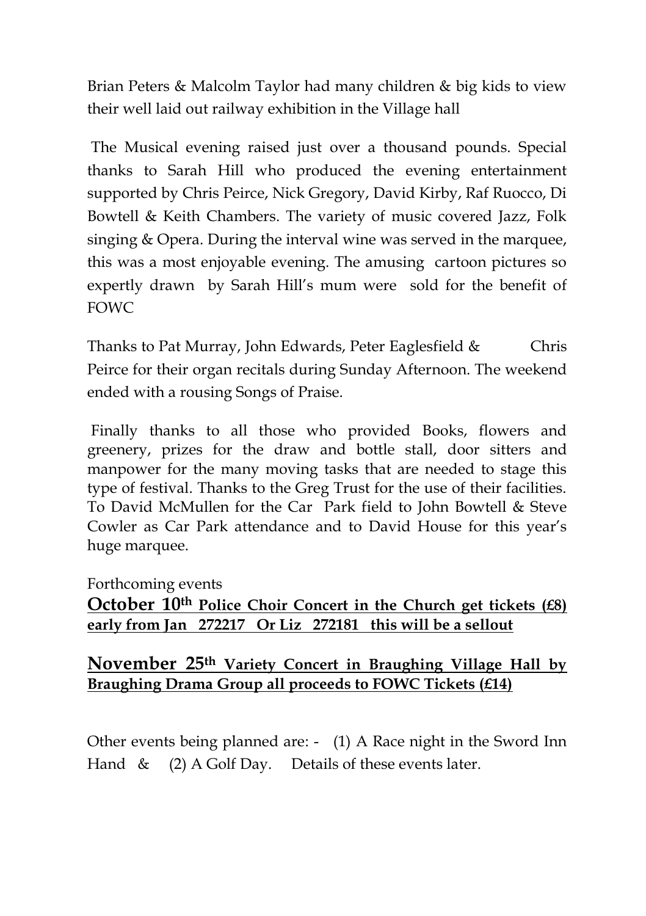Brian Peters & Malcolm Taylor had many children & big kids to view their well laid out railway exhibition in the Village hall

The Musical evening raised just over a thousand pounds. Special thanks to Sarah Hill who produced the evening entertainment supported by Chris Peirce, Nick Gregory, David Kirby, Raf Ruocco, Di Bowtell & Keith Chambers. The variety of music covered Jazz, Folk singing & Opera. During the interval wine was served in the marquee, this was a most enjoyable evening. The amusing cartoon pictures so expertly drawn by Sarah Hill's mum were sold for the benefit of FOWC

Thanks to Pat Murray, John Edwards, Peter Eaglesfield & Chris Peirce for their organ recitals during Sunday Afternoon. The weekend ended with a rousing Songs of Praise.

Finally thanks to all those who provided Books, flowers and greenery, prizes for the draw and bottle stall, door sitters and manpower for the many moving tasks that are needed to stage this type of festival. Thanks to the Greg Trust for the use of their facilities. To David McMullen for the Car Park field to John Bowtell & Steve Cowler as Car Park attendance and to David House for this year's huge marquee.

Forthcoming events

**October 10th Police Choir Concert in the Church get tickets (£8) early from Jan 272217 Or Liz 272181 this will be a sellout**

**November 25th Variety Concert in Braughing Village Hall by Braughing Drama Group all proceeds to FOWC Tickets (£14)**

Other events being planned are: - (1) A Race night in the Sword Inn Hand & (2) A Golf Day. Details of these events later.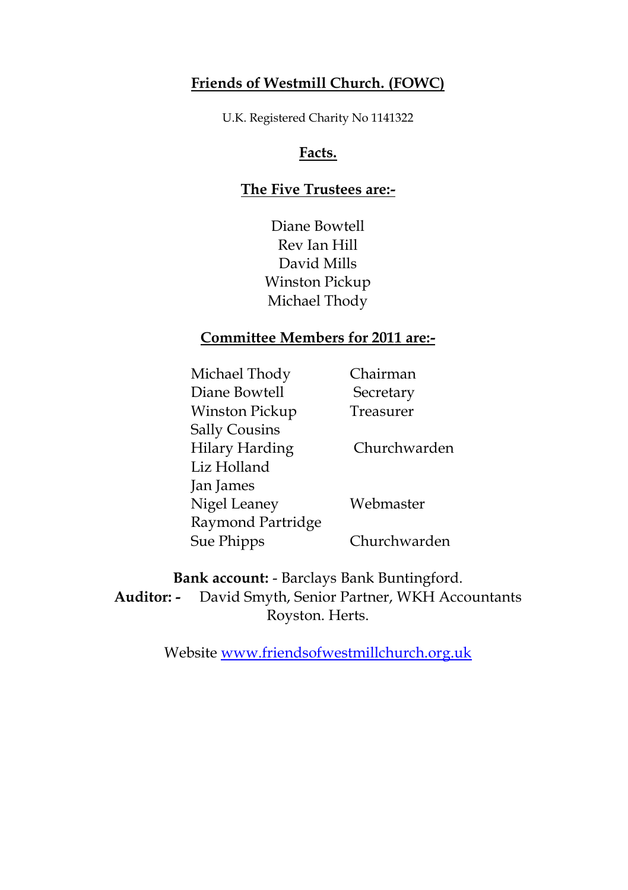## Friends of Westmill Church. (FOWC)

U.K. Registered Charity No 1141322

### Facts.

### The Five Trustees are:-

Diane Bowtell
Rev Ian Hill
David Mills
Winston Pickup
Michael Thody

### Committee Members for 2011 are:-

| | |
|---|---|
| Michael Thody | Chairman |
| Diane Bowtell | Secretary |
| Winston Pickup | Treasurer |
| Sally Cousins | |
| Hilary Harding | Churchwarden |
| Liz Holland | |
| Jan James | |
| Nigel Leaney | Webmaster |
| Raymond Partridge | |
| Sue Phipps | Churchwarden |

**Bank account:** - Barclays Bank Buntingford.
**Auditor: -** David Smyth, Senior Partner, WKH Accountants Royston. Herts.

Website www.friendsofwestmillchurch.org.uk